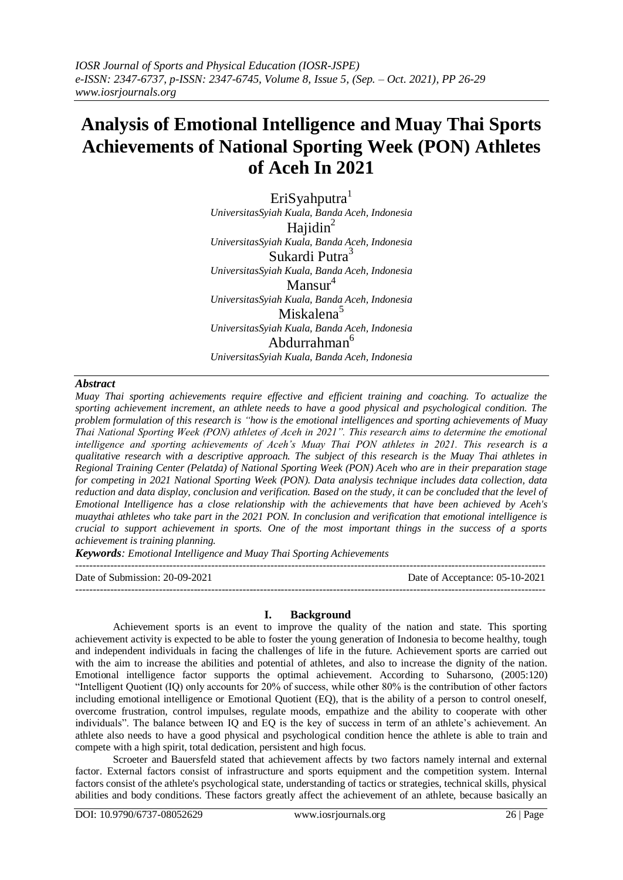# Analysis of Emotional Intelligence and Muay Thai Sports Achievements of National Sporting Week (PON) Athletes of Aceh In 2021

EriSyahputra[1]
*UniversitasSyiah Kuala, Banda Aceh, Indonesia*
Hajidin[2]
*UniversitasSyiah Kuala, Banda Aceh, Indonesia*
Sukardi Putra[3]
*UniversitasSyiah Kuala, Banda Aceh, Indonesia*
Mansur[4]
*UniversitasSyiah Kuala, Banda Aceh, Indonesia*
Miskalena[5]
*UniversitasSyiah Kuala, Banda Aceh, Indonesia*
Abdurrahman[6]
*UniversitasSyiah Kuala, Banda Aceh, Indonesia*

***Abstract***

*Muay Thai sporting achievements require effective and efficient training and coaching. To actualize the sporting achievement increment, an athlete needs to have a good physical and psychological condition. The problem formulation of this research is "how is the emotional intelligences and sporting achievements of Muay Thai National Sporting Week (PON) athletes of Aceh in 2021". This research aims to determine the emotional intelligence and sporting achievements of Aceh's Muay Thai PON athletes in 2021. This research is a qualitative research with a descriptive approach. The subject of this research is the Muay Thai athletes in Regional Training Center (Pelatda) of National Sporting Week (PON) Aceh who are in their preparation stage for competing in 2021 National Sporting Week (PON). Data analysis technique includes data collection, data reduction and data display, conclusion and verification. Based on the study, it can be concluded that the level of Emotional Intelligence has a close relationship with the achievements that have been achieved by Aceh's muaythai athletes who take part in the 2021 PON. In conclusion and verification that emotional intelligence is crucial to support achievement in sports. One of the most important things in the success of a sports achievement is training planning.*

***Keywords****: Emotional Intelligence and Muay Thai Sporting Achievements*

Date of Submission: 20-09-2021 | Date of Acceptance: 05-10-2021

## I. Background

Achievement sports is an event to improve the quality of the nation and state. This sporting achievement activity is expected to be able to foster the young generation of Indonesia to become healthy, tough and independent individuals in facing the challenges of life in the future. Achievement sports are carried out with the aim to increase the abilities and potential of athletes, and also to increase the dignity of the nation. Emotional intelligence factor supports the optimal achievement. According to Suharsono, (2005:120) "Intelligent Quotient (IQ) only accounts for 20% of success, while other 80% is the contribution of other factors including emotional intelligence or Emotional Quotient (EQ), that is the ability of a person to control oneself, overcome frustration, control impulses, regulate moods, empathize and the ability to cooperate with other individuals". The balance between IQ and EQ is the key of success in term of an athlete's achievement. An athlete also needs to have a good physical and psychological condition hence the athlete is able to train and compete with a high spirit, total dedication, persistent and high focus.

Scroeter and Bauersfeld stated that achievement affects by two factors namely internal and external factor. External factors consist of infrastructure and sports equipment and the competition system. Internal factors consist of the athlete's psychological state, understanding of tactics or strategies, technical skills, physical abilities and body conditions. These factors greatly affect the achievement of an athlete, because basically an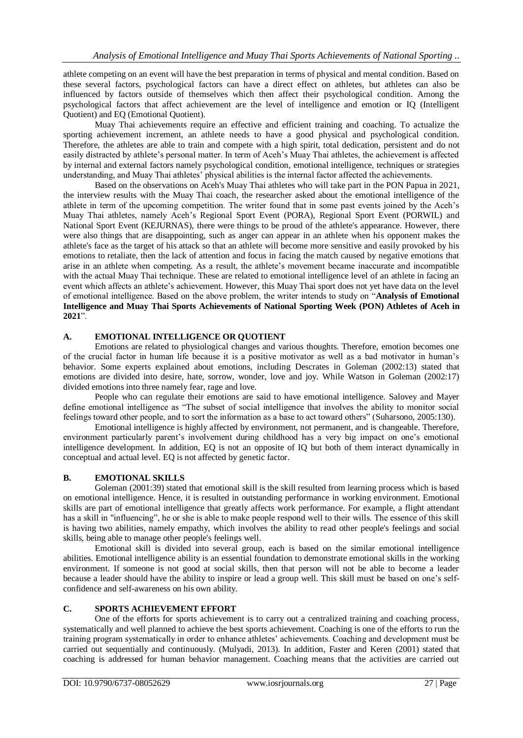athlete competing on an event will have the best preparation in terms of physical and mental condition. Based on these several factors, psychological factors can have a direct effect on athletes, but athletes can also be influenced by factors outside of themselves which then affect their psychological condition. Among the psychological factors that affect achievement are the level of intelligence and emotion or IQ (Intelligent Quotient) and EQ (Emotional Quotient).

Muay Thai achievements require an effective and efficient training and coaching. To actualize the sporting achievement increment, an athlete needs to have a good physical and psychological condition. Therefore, the athletes are able to train and compete with a high spirit, total dedication, persistent and do not easily distracted by athlete's personal matter. In term of Aceh's Muay Thai athletes, the achievement is affected by internal and external factors namely psychological condition, emotional intelligence, techniques or strategies understanding, and Muay Thai athletes' physical abilities is the internal factor affected the achievements.

Based on the observations on Aceh's Muay Thai athletes who will take part in the PON Papua in 2021, the interview results with the Muay Thai coach, the researcher asked about the emotional intelligence of the athlete in term of the upcoming competition. The writer found that in some past events joined by the Aceh's Muay Thai athletes, namely Aceh's Regional Sport Event (PORA), Regional Sport Event (PORWIL) and National Sport Event (KEJURNAS), there were things to be proud of the athlete's appearance. However, there were also things that are disappointing, such as anger can appear in an athlete when his opponent makes the athlete's face as the target of his attack so that an athlete will become more sensitive and easily provoked by his emotions to retaliate, then the lack of attention and focus in facing the match caused by negative emotions that arise in an athlete when competing. As a result, the athlete's movement became inaccurate and incompatible with the actual Muay Thai technique. These are related to emotional intelligence level of an athlete in facing an event which affects an athlete's achievement. However, this Muay Thai sport does not yet have data on the level of emotional intelligence. Based on the above problem, the writer intends to study on "**Analysis of Emotional Intelligence and Muay Thai Sports Achievements of National Sporting Week (PON) Athletes of Aceh in 2021**".

## A. EMOTIONAL INTELLIGENCE OR QUOTIENT

Emotions are related to physiological changes and various thoughts. Therefore, emotion becomes one of the crucial factor in human life because it is a positive motivator as well as a bad motivator in human's behavior. Some experts explained about emotions, including Descrates in Goleman (2002:13) stated that emotions are divided into desire, hate, sorrow, wonder, love and joy. While Watson in Goleman (2002:17) divided emotions into three namely fear, rage and love.

People who can regulate their emotions are said to have emotional intelligence. Salovey and Mayer define emotional intelligence as "The subset of social intelligence that involves the ability to monitor social feelings toward other people, and to sort the information as a base to act toward others" (Suharsono, 2005:130).

Emotional intelligence is highly affected by environment, not permanent, and is changeable. Therefore, environment particularly parent's involvement during childhood has a very big impact on one's emotional intelligence development. In addition, EQ is not an opposite of IQ but both of them interact dynamically in conceptual and actual level. EQ is not affected by genetic factor.

## B. EMOTIONAL SKILLS

Goleman (2001:39) stated that emotional skill is the skill resulted from learning process which is based on emotional intelligence. Hence, it is resulted in outstanding performance in working environment. Emotional skills are part of emotional intelligence that greatly affects work performance. For example, a flight attendant has a skill in "influencing", he or she is able to make people respond well to their wills. The essence of this skill is having two abilities, namely empathy, which involves the ability to read other people's feelings and social skills, being able to manage other people's feelings well.

Emotional skill is divided into several group, each is based on the similar emotional intelligence abilities. Emotional intelligence ability is an essential foundation to demonstrate emotional skills in the working environment. If someone is not good at social skills, then that person will not be able to become a leader because a leader should have the ability to inspire or lead a group well. This skill must be based on one's self-confidence and self-awareness on his own ability.

## C. SPORTS ACHIEVEMENT EFFORT

One of the efforts for sports achievement is to carry out a centralized training and coaching process, systematically and well planned to achieve the best sports achievement. Coaching is one of the efforts to run the training program systematically in order to enhance athletes' achievements. Coaching and development must be carried out sequentially and continuously. (Mulyadi, 2013). In addition, Faster and Keren (2001) stated that coaching is addressed for human behavior management. Coaching means that the activities are carried out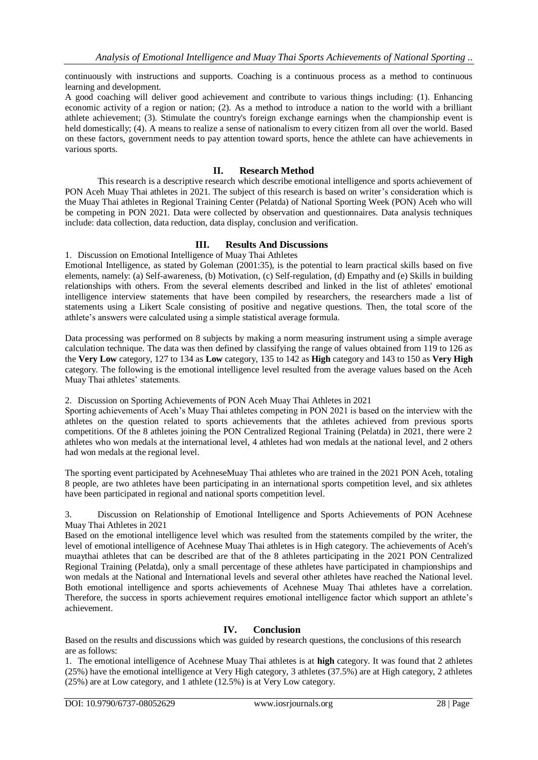continuously with instructions and supports. Coaching is a continuous process as a method to continuous learning and development.

A good coaching will deliver good achievement and contribute to various things including: (1). Enhancing economic activity of a region or nation; (2). As a method to introduce a nation to the world with a brilliant athlete achievement; (3). Stimulate the country's foreign exchange earnings when the championship event is held domestically; (4). A means to realize a sense of nationalism to every citizen from all over the world. Based on these factors, government needs to pay attention toward sports, hence the athlete can have achievements in various sports.

## II. Research Method

This research is a descriptive research which describe emotional intelligence and sports achievement of PON Aceh Muay Thai athletes in 2021. The subject of this research is based on writer's consideration which is the Muay Thai athletes in Regional Training Center (Pelatda) of National Sporting Week (PON) Aceh who will be competing in PON 2021. Data were collected by observation and questionnaires. Data analysis techniques include: data collection, data reduction, data display, conclusion and verification.

## III. Results And Discussions

1. Discussion on Emotional Intelligence of Muay Thai Athletes

Emotional Intelligence, as stated by Goleman (2001:35), is the potential to learn practical skills based on five elements, namely: (a) Self-awareness, (b) Motivation, (c) Self-regulation, (d) Empathy and (e) Skills in building relationships with others. From the several elements described and linked in the list of athletes' emotional intelligence interview statements that have been compiled by researchers, the researchers made a list of statements using a Likert Scale consisting of positive and negative questions. Then, the total score of the athlete's answers were calculated using a simple statistical average formula.

Data processing was performed on 8 subjects by making a norm measuring instrument using a simple average calculation technique. The data was then defined by classifying the range of values obtained from 119 to 126 as the **Very Low** category, 127 to 134 as **Low** category, 135 to 142 as **High** category and 143 to 150 as **Very High** category. The following is the emotional intelligence level resulted from the average values based on the Aceh Muay Thai athletes' statements.

2. Discussion on Sporting Achievements of PON Aceh Muay Thai Athletes in 2021

Sporting achievements of Aceh's Muay Thai athletes competing in PON 2021 is based on the interview with the athletes on the question related to sports achievements that the athletes achieved from previous sports competitions. Of the 8 athletes joining the PON Centralized Regional Training (Pelatda) in 2021, there were 2 athletes who won medals at the international level, 4 athletes had won medals at the national level, and 2 others had won medals at the regional level.

The sporting event participated by AcehneseMuay Thai athletes who are trained in the 2021 PON Aceh, totaling 8 people, are two athletes have been participating in an international sports competition level, and six athletes have been participated in regional and national sports competition level.

3. Discussion on Relationship of Emotional Intelligence and Sports Achievements of PON Acehnese Muay Thai Athletes in 2021

Based on the emotional intelligence level which was resulted from the statements compiled by the writer, the level of emotional intelligence of Acehnese Muay Thai athletes is in High category. The achievements of Aceh's muaythai athletes that can be described are that of the 8 athletes participating in the 2021 PON Centralized Regional Training (Pelatda), only a small percentage of these athletes have participated in championships and won medals at the National and International levels and several other athletes have reached the National level. Both emotional intelligence and sports achievements of Acehnese Muay Thai athletes have a correlation. Therefore, the success in sports achievement requires emotional intelligence factor which support an athlete's achievement.

## IV. Conclusion

Based on the results and discussions which was guided by research questions, the conclusions of this research are as follows:

1. The emotional intelligence of Acehnese Muay Thai athletes is at **high** category. It was found that 2 athletes (25%) have the emotional intelligence at Very High category, 3 athletes (37.5%) are at High category, 2 athletes (25%) are at Low category, and 1 athlete (12.5%) is at Very Low category.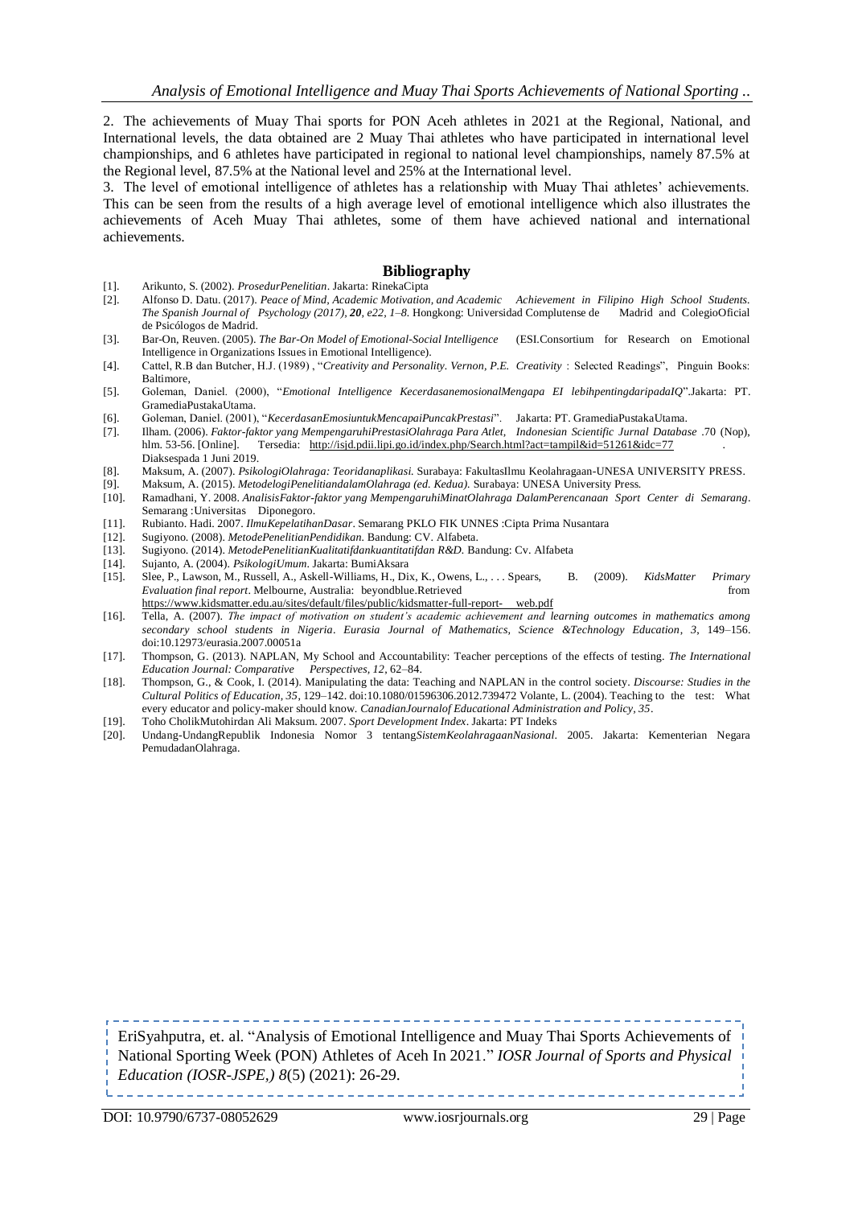2. The achievements of Muay Thai sports for PON Aceh athletes in 2021 at the Regional, National, and International levels, the data obtained are 2 Muay Thai athletes who have participated in international level championships, and 6 athletes have participated in regional to national level championships, namely 87.5% at the Regional level, 87.5% at the National level and 25% at the International level.

3. The level of emotional intelligence of athletes has a relationship with Muay Thai athletes' achievements. This can be seen from the results of a high average level of emotional intelligence which also illustrates the achievements of Aceh Muay Thai athletes, some of them have achieved national and international achievements.

## Bibliography

[1]. Arikunto, S. (2002). *ProsedurPenelitian*. Jakarta: RinekaCipta

[2]. Alfonso D. Datu. (2017). *Peace of Mind, Academic Motivation, and Academic Achievement in Filipino High School Students. The Spanish Journal of Psychology (2017), **20**, e22, 1–8.* Hongkong: Universidad Complutense de Madrid and ColegioOficial de Psicólogos de Madrid.

[3]. Bar-On, Reuven. (2005). *The Bar-On Model of Emotional-Social Intelligence* (ESI.Consortium for Research on Emotional Intelligence in Organizations Issues in Emotional Intelligence).

[4]. Cattel, R.B dan Butcher, H.J. (1989) , "*Creativity and Personality. Vernon, P.E. Creativity* : Selected Readings", Pinguin Books: Baltimore,

[5]. Goleman, Daniel. (2000), "*Emotional Intelligence KecerdasanemosionalMengapa EI lebihpentingdaripadaIQ*".Jakarta: PT. GramediaPustakaUtama.

[6]. Goleman, Daniel. (2001), "*KecerdasanEmosiuntukMencapaiPuncakPrestasi*". Jakarta: PT. GramediaPustakaUtama.

[7]. Ilham. (2006). *Faktor-faktor yang MempengaruhiPrestasiOlahraga Para Atlet, Indonesian Scientific Jurnal Database* .70 (Nop), hlm. 53-56. [Online]. Tersedia: http://isjd.pdii.lipi.go.id/index.php/Search.html?act=tampil&id=51261&idc=77 . Diaksespada 1 Juni 2019.

[8]. Maksum, A. (2007). *PsikologiOlahraga: Teoridanaplikasi.* Surabaya: FakultasIlmu Keolahragaan-UNESA UNIVERSITY PRESS.

[9]. Maksum, A. (2015). *MetodelogiPenelitiandalamOlahraga (ed. Kedua).* Surabaya: UNESA University Press.

[10]. Ramadhani, Y. 2008. *AnalisisFaktor-faktor yang MempengaruhiMinatOlahraga DalamPerencanaan Sport Center di Semarang*. Semarang :Universitas Diponegoro.

[11]. Rubianto. Hadi. 2007. *IlmuKepelatihanDasar*. Semarang PKLO FIK UNNES :Cipta Prima Nusantara

[12]. Sugiyono. (2008). *MetodePenelitianPendidikan.* Bandung: CV. Alfabeta.

[13]. Sugiyono. (2014). *MetodePenelitianKualitatifdankuantitatifdan R&D.* Bandung: Cv. Alfabeta

[14]. Sujanto, A. (2004). *PsikologiUmum*. Jakarta: BumiAksara

[15]. Slee, P., Lawson, M., Russell, A., Askell-Williams, H., Dix, K., Owens, L., . . . Spears, B. (2009). *KidsMatter Primary Evaluation final report*. Melbourne, Australia: beyondblue.Retrieved from https://www.kidsmatter.edu.au/sites/default/files/public/kidsmatter-full-report- web.pdf

[16]. Tella, A. (2007). *The impact of motivation on student's academic achievement and learning outcomes in mathematics among secondary school students in Nigeria*. *Eurasia Journal of Mathematics, Science &Technology Education, 3*, 149–156. doi:10.12973/eurasia.2007.00051a

[17]. Thompson, G. (2013). NAPLAN, My School and Accountability: Teacher perceptions of the effects of testing. *The International Education Journal: Comparative Perspectives, 12*, 62–84.

[18]. Thompson, G., & Cook, I. (2014). Manipulating the data: Teaching and NAPLAN in the control society. *Discourse: Studies in the Cultural Politics of Education, 35*, 129–142. doi:10.1080/01596306.2012.739472 Volante, L. (2004). Teaching to the test: What every educator and policy-maker should know. *CanadianJournalof Educational Administration and Policy, 35*.

[19]. Toho CholikMutohirdan Ali Maksum. 2007. *Sport Development Index*. Jakarta: PT Indeks

[20]. Undang-UndangRepublik Indonesia Nomor 3 tentang*SistemKeolahragaanNasional*. 2005. Jakarta: Kementerian Negara PemudadanOlahraga.

EriSyahputra, et. al. "Analysis of Emotional Intelligence and Muay Thai Sports Achievements of National Sporting Week (PON) Athletes of Aceh In 2021." *IOSR Journal of Sports and Physical Education (IOSR-JSPE,) 8*(5) (2021): 26-29.